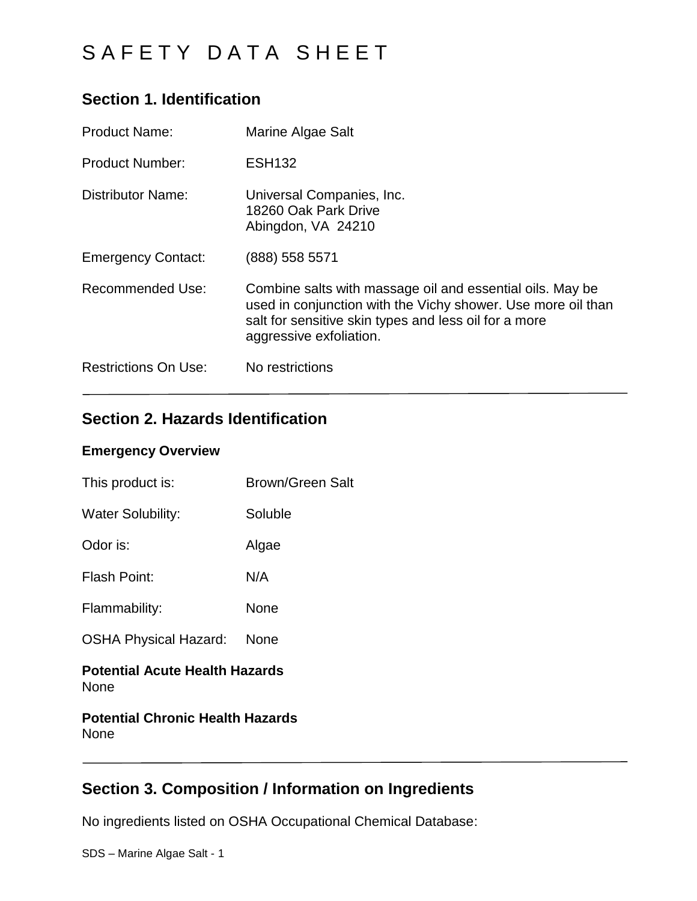# SAFETY DATA SHEET

## Section 1. Identification

| | |
|---|---|
| Product Name: | Marine Algae Salt |
| Product Number: | ESH132 |
| Distributor Name: | Universal Companies, Inc.<br>18260 Oak Park Drive<br>Abingdon, VA 24210 |
| Emergency Contact: | (888) 558 5571 |
| Recommended Use: | Combine salts with massage oil and essential oils. May be used in conjunction with the Vichy shower. Use more oil than salt for sensitive skin types and less oil for a more aggressive exfoliation. |
| Restrictions On Use: | No restrictions |

## Section 2. Hazards Identification

**Emergency Overview**

| | |
|---|---|
| This product is: | Brown/Green Salt |
| Water Solubility: | Soluble |
| Odor is: | Algae |
| Flash Point: | N/A |
| Flammability: | None |
| OSHA Physical Hazard: | None |

**Potential Acute Health Hazards**
None

**Potential Chronic Health Hazards**
None

## Section 3. Composition / Information on Ingredients

No ingredients listed on OSHA Occupational Chemical Database: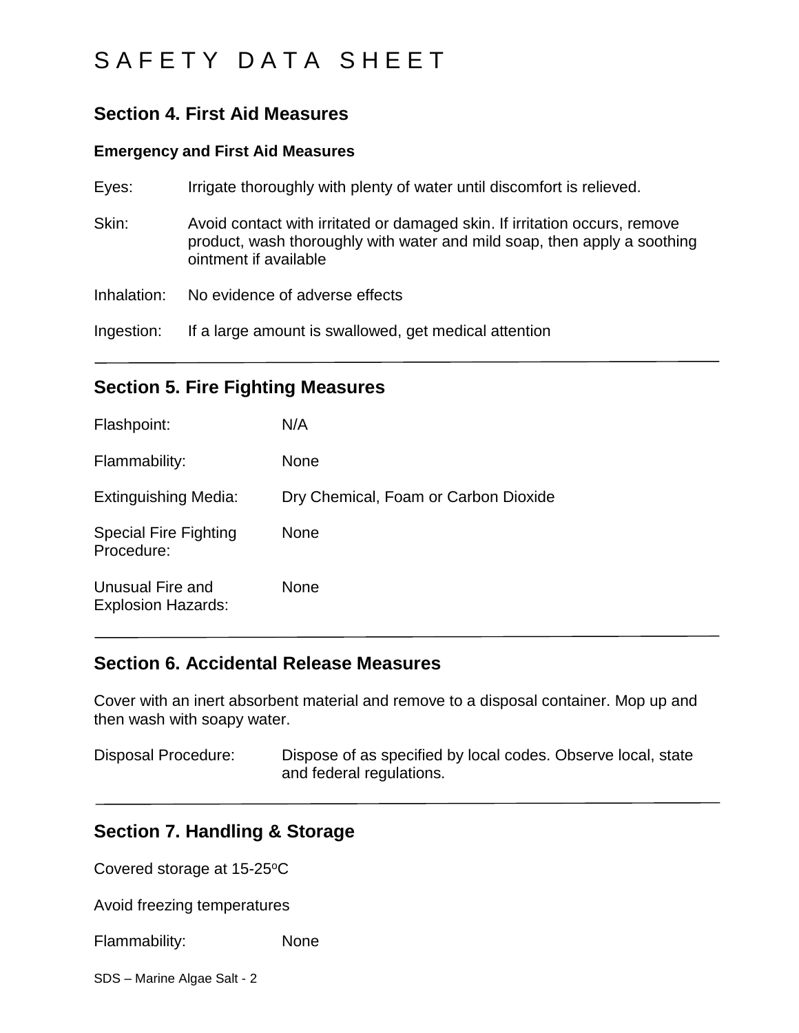# SAFETY DATA SHEET

## Section 4. First Aid Measures

### Emergency and First Aid Measures

Eyes: Irrigate thoroughly with plenty of water until discomfort is relieved.

Skin: Avoid contact with irritated or damaged skin. If irritation occurs, remove product, wash thoroughly with water and mild soap, then apply a soothing ointment if available

Inhalation: No evidence of adverse effects

Ingestion: If a large amount is swallowed, get medical attention

---

## Section 5. Fire Fighting Measures

Flashpoint: N/A

Flammability: None

Extinguishing Media: Dry Chemical, Foam or Carbon Dioxide

Special Fire Fighting Procedure: None

Unusual Fire and Explosion Hazards: None

---

## Section 6. Accidental Release Measures

Cover with an inert absorbent material and remove to a disposal container. Mop up and then wash with soapy water.

Disposal Procedure: Dispose of as specified by local codes. Observe local, state and federal regulations.

---

## Section 7. Handling & Storage

Covered storage at 15-25$^{o}$C

Avoid freezing temperatures

Flammability: None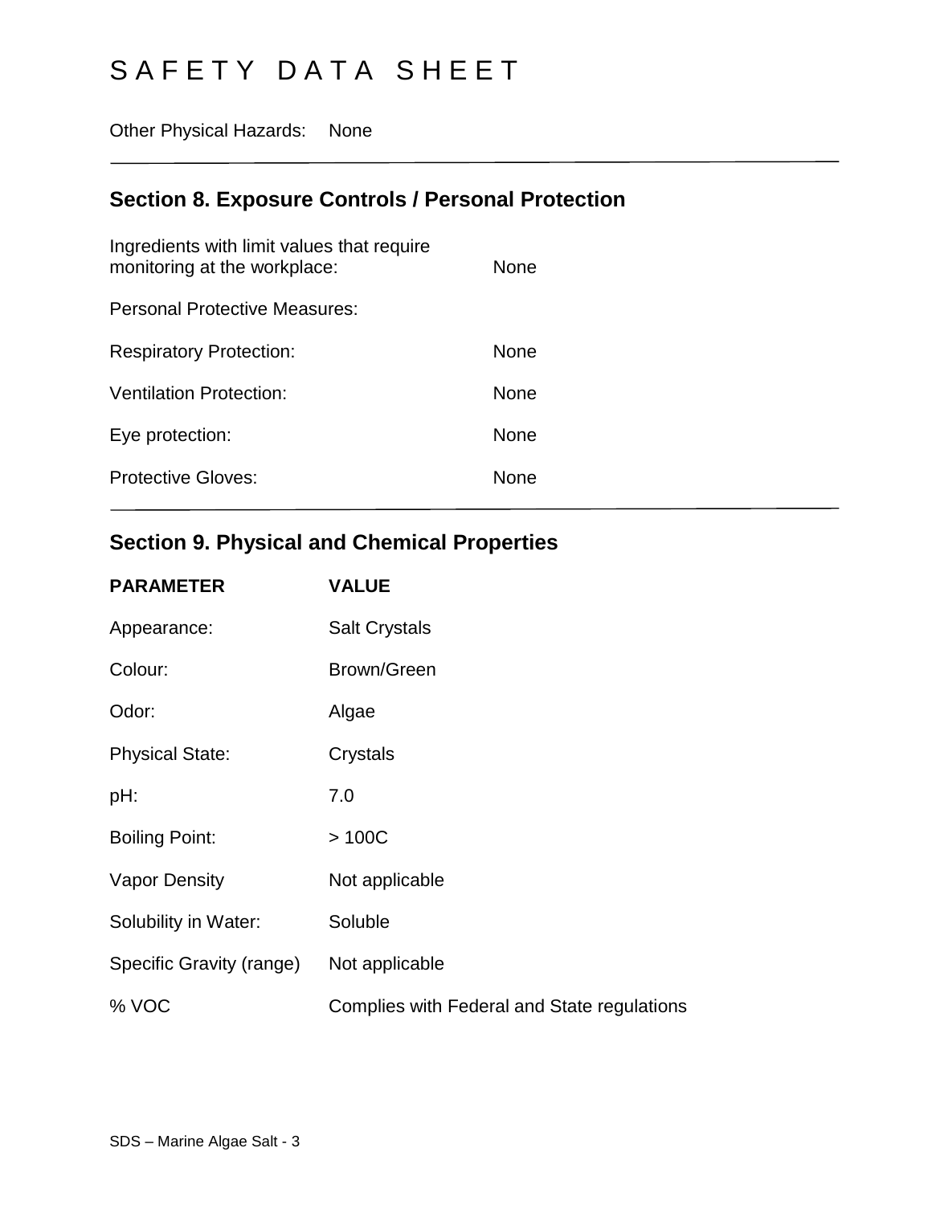Other Physical Hazards: None

## Section 8. Exposure Controls / Personal Protection

Ingredients with limit values that require monitoring at the workplace: None

Personal Protective Measures:

Respiratory Protection: None

Ventilation Protection: None

Eye protection: None

Protective Gloves: None

## Section 9. Physical and Chemical Properties

| PARAMETER | VALUE |
| --- | --- |
| Appearance: | Salt Crystals |
| Colour: | Brown/Green |
| Odor: | Algae |
| Physical State: | Crystals |
| pH: | 7.0 |
| Boiling Point: | > 100C |
| Vapor Density | Not applicable |
| Solubility in Water: | Soluble |
| Specific Gravity (range) | Not applicable |
| % VOC | Complies with Federal and State regulations |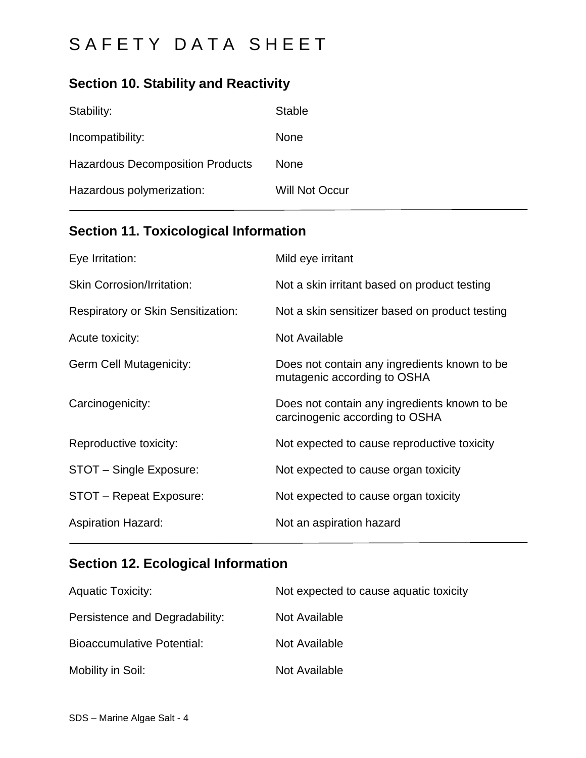# SAFETY DATA SHEET

## Section 10. Stability and Reactivity

| | |
|---|---|
| Stability: | Stable |
| Incompatibility: | None |
| Hazardous Decomposition Products | None |
| Hazardous polymerization: | Will Not Occur |

## Section 11. Toxicological Information

| | |
|---|---|
| Eye Irritation: | Mild eye irritant |
| Skin Corrosion/Irritation: | Not a skin irritant based on product testing |
| Respiratory or Skin Sensitization: | Not a skin sensitizer based on product testing |
| Acute toxicity: | Not Available |
| Germ Cell Mutagenicity: | Does not contain any ingredients known to be mutagenic according to OSHA |
| Carcinogenicity: | Does not contain any ingredients known to be carcinogenic according to OSHA |
| Reproductive toxicity: | Not expected to cause reproductive toxicity |
| STOT – Single Exposure: | Not expected to cause organ toxicity |
| STOT – Repeat Exposure: | Not expected to cause organ toxicity |
| Aspiration Hazard: | Not an aspiration hazard |

## Section 12. Ecological Information

| | |
|---|---|
| Aquatic Toxicity: | Not expected to cause aquatic toxicity |
| Persistence and Degradability: | Not Available |
| Bioaccumulative Potential: | Not Available |
| Mobility in Soil: | Not Available |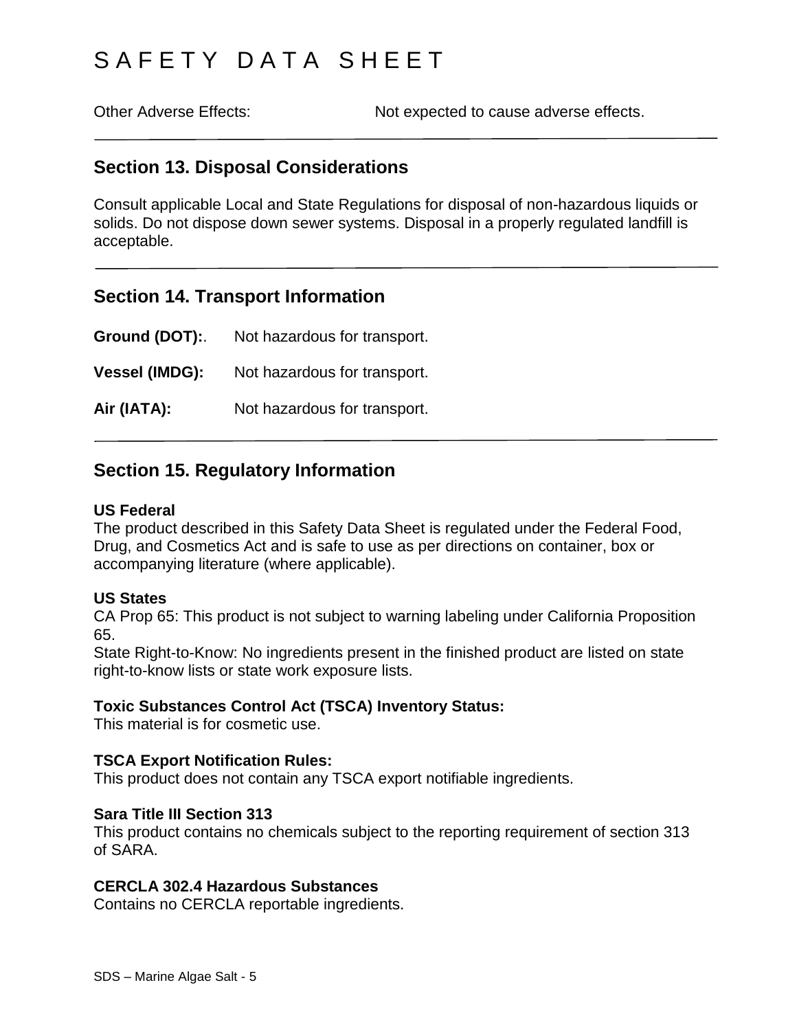Other Adverse Effects: Not expected to cause adverse effects.

## Section 13. Disposal Considerations

Consult applicable Local and State Regulations for disposal of non-hazardous liquids or solids. Do not dispose down sewer systems. Disposal in a properly regulated landfill is acceptable.

## Section 14. Transport Information

**Ground (DOT):**. Not hazardous for transport.

**Vessel (IMDG):** Not hazardous for transport.

**Air (IATA):** Not hazardous for transport.

## Section 15. Regulatory Information

**US Federal**
The product described in this Safety Data Sheet is regulated under the Federal Food, Drug, and Cosmetics Act and is safe to use as per directions on container, box or accompanying literature (where applicable).

**US States**
CA Prop 65: This product is not subject to warning labeling under California Proposition 65.
State Right-to-Know: No ingredients present in the finished product are listed on state right-to-know lists or state work exposure lists.

**Toxic Substances Control Act (TSCA) Inventory Status:**
This material is for cosmetic use.

**TSCA Export Notification Rules:**
This product does not contain any TSCA export notifiable ingredients.

**Sara Title III Section 313**
This product contains no chemicals subject to the reporting requirement of section 313 of SARA.

**CERCLA 302.4 Hazardous Substances**
Contains no CERCLA reportable ingredients.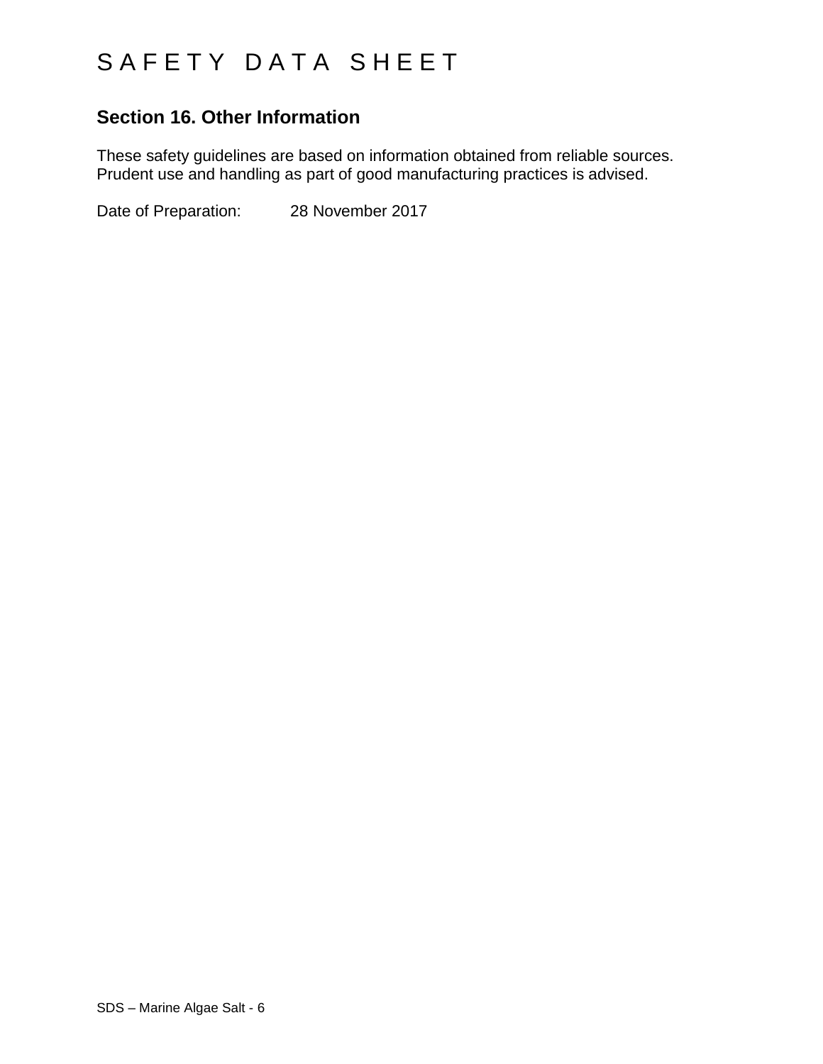# SAFETY DATA SHEET

## Section 16. Other Information

These safety guidelines are based on information obtained from reliable sources. Prudent use and handling as part of good manufacturing practices is advised.

Date of Preparation: 28 November 2017